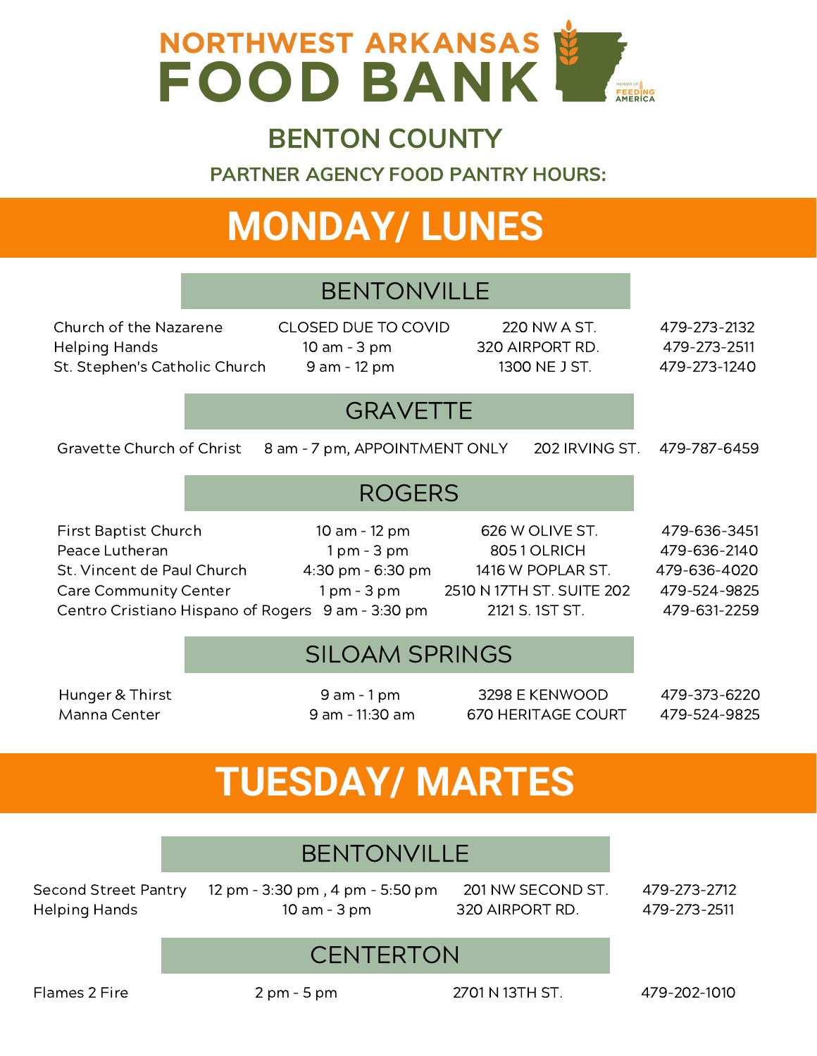# NORTHWEST ARKANSAS FOOD BANK

## BENTON COUNTY

### PARTNER AGENCY FOOD PANTRY HOURS:

# MONDAY/ LUNES

## BENTONVILLE

| | | | |
|---|---|---|---|
| Church of the Nazarene | CLOSED DUE TO COVID | 220 NW A ST. | 479-273-2132 |
| Helping Hands | 10 am - 3 pm | 320 AIRPORT RD. | 479-273-2511 |
| St. Stephen's Catholic Church | 9 am - 12 pm | 1300 NE J ST. | 479-273-1240 |

## GRAVETTE

| | | | |
|---|---|---|---|
| Gravette Church of Christ | 8 am - 7 pm, APPOINTMENT ONLY | 202 IRVING ST. | 479-787-6459 |

## ROGERS

| | | | |
|---|---|---|---|
| First Baptist Church | 10 am - 12 pm | 626 W OLIVE ST. | 479-636-3451 |
| Peace Lutheran | 1 pm - 3 pm | 805 1 OLRICH | 479-636-2140 |
| St. Vincent de Paul Church | 4:30 pm - 6:30 pm | 1416 W POPLAR ST. | 479-636-4020 |
| Care Community Center | 1 pm - 3 pm | 2510 N 17TH ST. SUITE 202 | 479-524-9825 |
| Centro Cristiano Hispano of Rogers | 9 am - 3:30 pm | 2121 S. 1ST ST. | 479-631-2259 |

## SILOAM SPRINGS

| | | | |
|---|---|---|---|
| Hunger & Thirst | 9 am - 1 pm | 3298 E KENWOOD | 479-373-6220 |
| Manna Center | 9 am - 11:30 am | 670 HERITAGE COURT | 479-524-9825 |

# TUESDAY/ MARTES

## BENTONVILLE

| | | | |
|---|---|---|---|
| Second Street Pantry | 12 pm - 3:30 pm , 4 pm - 5:50 pm | 201 NW SECOND ST. | 479-273-2712 |
| Helping Hands | 10 am - 3 pm | 320 AIRPORT RD. | 479-273-2511 |

## CENTERTON

| | | | |
|---|---|---|---|
| Flames 2 Fire | 2 pm - 5 pm | 2701 N 13TH ST. | 479-202-1010 |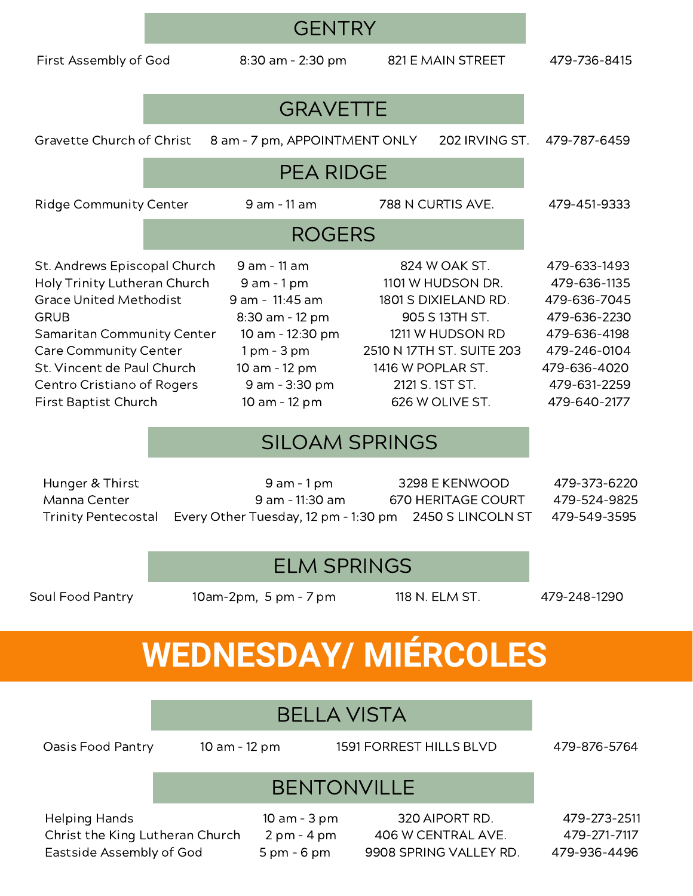## GENTRY

| | | | |
|---|---|---|---|
| First Assembly of God | 8:30 am - 2:30 pm | 821 E MAIN STREET | 479-736-8415 |

## GRAVETTE

| | | | |
|---|---|---|---|
| Gravette Church of Christ | 8 am - 7 pm, APPOINTMENT ONLY | 202 IRVING ST. | 479-787-6459 |

## PEA RIDGE

| | | | |
|---|---|---|---|
| Ridge Community Center | 9 am - 11 am | 788 N CURTIS AVE. | 479-451-9333 |

## ROGERS

| | | | |
|---|---|---|---|
| St. Andrews Episcopal Church | 9 am - 11 am | 824 W OAK ST. | 479-633-1493 |
| Holy Trinity Lutheran Church | 9 am - 1 pm | 1101 W HUDSON DR. | 479-636-1135 |
| Grace United Methodist | 9 am - 11:45 am | 1801 S DIXIELAND RD. | 479-636-7045 |
| GRUB | 8:30 am - 12 pm | 905 S 13TH ST. | 479-636-2230 |
| Samaritan Community Center | 10 am - 12:30 pm | 1211 W HUDSON RD | 479-636-4198 |
| Care Community Center | 1 pm - 3 pm | 2510 N 17TH ST. SUITE 203 | 479-246-0104 |
| St. Vincent de Paul Church | 10 am - 12 pm | 1416 W POPLAR ST. | 479-636-4020 |
| Centro Cristiano of Rogers | 9 am - 3:30 pm | 2121 S. 1ST ST. | 479-631-2259 |
| First Baptist Church | 10 am - 12 pm | 626 W OLIVE ST. | 479-640-2177 |

## SILOAM SPRINGS

| | | | |
|---|---|---|---|
| Hunger & Thirst | 9 am - 1 pm | 3298 E KENWOOD | 479-373-6220 |
| Manna Center | 9 am - 11:30 am | 670 HERITAGE COURT | 479-524-9825 |
| Trinity Pentecostal | Every Other Tuesday, 12 pm - 1:30 pm | 2450 S LINCOLN ST | 479-549-3595 |

## ELM SPRINGS

| | | | |
|---|---|---|---|
| Soul Food Pantry | 10am-2pm, 5 pm - 7 pm | 118 N. ELM ST. | 479-248-1290 |

# WEDNESDAY/ MIÉRCOLES

## BELLA VISTA

| | | | |
|---|---|---|---|
| Oasis Food Pantry | 10 am - 12 pm | 1591 FORREST HILLS BLVD | 479-876-5764 |

## BENTONVILLE

| | | | |
|---|---|---|---|
| Helping Hands | 10 am - 3 pm | 320 AIPORT RD. | 479-273-2511 |
| Christ the King Lutheran Church | 2 pm - 4 pm | 406 W CENTRAL AVE. | 479-271-7117 |
| Eastside Assembly of God | 5 pm - 6 pm | 9908 SPRING VALLEY RD. | 479-936-4496 |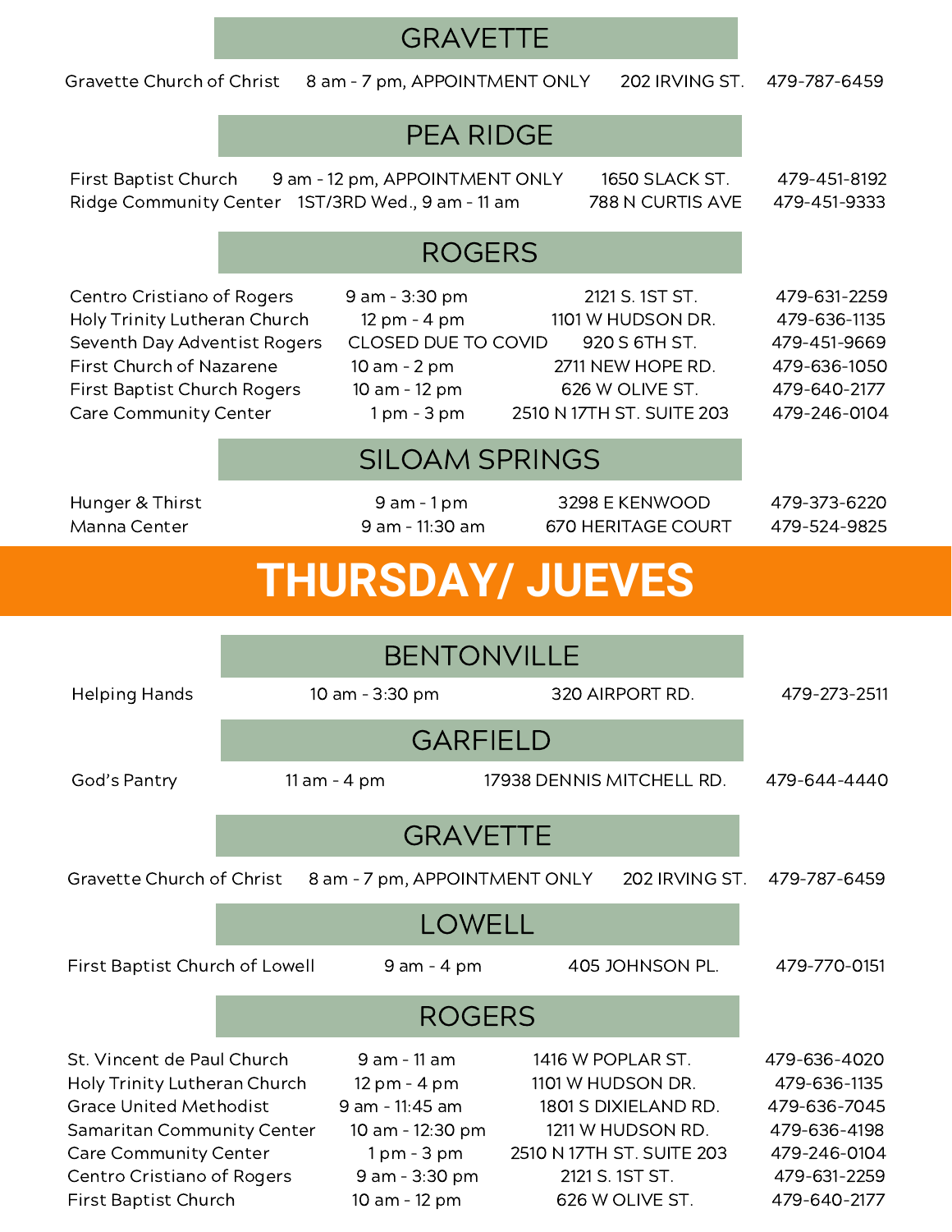## GRAVETTE

| | | | |
|---|---|---|---|
| Gravette Church of Christ | 8 am - 7 pm, APPOINTMENT ONLY | 202 IRVING ST. | 479-787-6459 |

## PEA RIDGE

| | | | |
|---|---|---|---|
| First Baptist Church | 9 am - 12 pm, APPOINTMENT ONLY | 1650 SLACK ST. | 479-451-8192 |
| Ridge Community Center | 1ST/3RD Wed., 9 am - 11 am | 788 N CURTIS AVE | 479-451-9333 |

## ROGERS

| | | | |
|---|---|---|---|
| Centro Cristiano of Rogers | 9 am - 3:30 pm | 2121 S. 1ST ST. | 479-631-2259 |
| Holy Trinity Lutheran Church | 12 pm - 4 pm | 1101 W HUDSON DR. | 479-636-1135 |
| Seventh Day Adventist Rogers | CLOSED DUE TO COVID | 920 S 6TH ST. | 479-451-9669 |
| First Church of Nazarene | 10 am - 2 pm | 2711 NEW HOPE RD. | 479-636-1050 |
| First Baptist Church Rogers | 10 am - 12 pm | 626 W OLIVE ST. | 479-640-2177 |
| Care Community Center | 1 pm - 3 pm | 2510 N 17TH ST. SUITE 203 | 479-246-0104 |

## SILOAM SPRINGS

| | | | |
|---|---|---|---|
| Hunger & Thirst | 9 am - 1 pm | 3298 E KENWOOD | 479-373-6220 |
| Manna Center | 9 am - 11:30 am | 670 HERITAGE COURT | 479-524-9825 |

# THURSDAY/ JUEVES

## BENTONVILLE

| | | | |
|---|---|---|---|
| Helping Hands | 10 am - 3:30 pm | 320 AIRPORT RD. | 479-273-2511 |

## GARFIELD

| | | | |
|---|---|---|---|
| God's Pantry | 11 am - 4 pm | 17938 DENNIS MITCHELL RD. | 479-644-4440 |

## GRAVETTE

| | | | |
|---|---|---|---|
| Gravette Church of Christ | 8 am - 7 pm, APPOINTMENT ONLY | 202 IRVING ST. | 479-787-6459 |

## LOWELL

| | | | |
|---|---|---|---|
| First Baptist Church of Lowell | 9 am - 4 pm | 405 JOHNSON PL. | 479-770-0151 |

## ROGERS

| | | | |
|---|---|---|---|
| St. Vincent de Paul Church | 9 am - 11 am | 1416 W POPLAR ST. | 479-636-4020 |
| Holy Trinity Lutheran Church | 12 pm - 4 pm | 1101 W HUDSON DR. | 479-636-1135 |
| Grace United Methodist | 9 am - 11:45 am | 1801 S DIXIELAND RD. | 479-636-7045 |
| Samaritan Community Center | 10 am - 12:30 pm | 1211 W HUDSON RD. | 479-636-4198 |
| Care Community Center | 1 pm - 3 pm | 2510 N 17TH ST. SUITE 203 | 479-246-0104 |
| Centro Cristiano of Rogers | 9 am - 3:30 pm | 2121 S. 1ST ST. | 479-631-2259 |
| First Baptist Church | 10 am - 12 pm | 626 W OLIVE ST. | 479-640-2177 |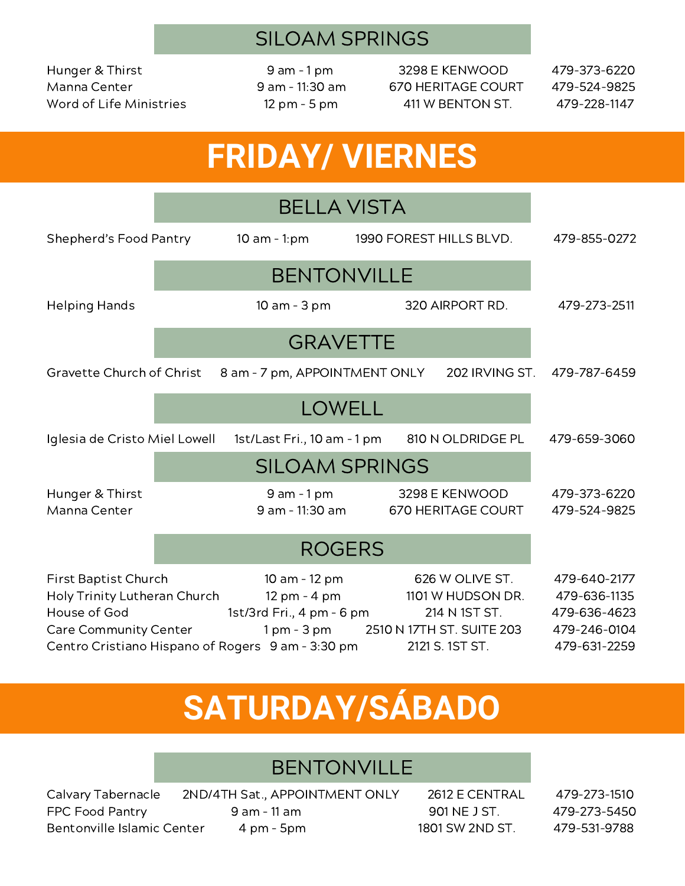### SILOAM SPRINGS

| | | | |
|---|---|---|---|
| Hunger & Thirst | 9 am - 1 pm | 3298 E KENWOOD | 479-373-6220 |
| Manna Center | 9 am - 11:30 am | 670 HERITAGE COURT | 479-524-9825 |
| Word of Life Ministries | 12 pm - 5 pm | 411 W BENTON ST. | 479-228-1147 |

# FRIDAY/ VIERNES

### BELLA VISTA

| | | | |
|---|---|---|---|
| Shepherd's Food Pantry | 10 am - 1:pm | 1990 FOREST HILLS BLVD. | 479-855-0272 |

### BENTONVILLE

| | | | |
|---|---|---|---|
| Helping Hands | 10 am - 3 pm | 320 AIRPORT RD. | 479-273-2511 |

### GRAVETTE

| | | | |
|---|---|---|---|
| Gravette Church of Christ | 8 am - 7 pm, APPOINTMENT ONLY | 202 IRVING ST. | 479-787-6459 |

### LOWELL

| | | | |
|---|---|---|---|
| Iglesia de Cristo Miel Lowell | 1st/Last Fri., 10 am - 1 pm | 810 N OLDRIDGE PL | 479-659-3060 |

### SILOAM SPRINGS

| | | | |
|---|---|---|---|
| Hunger & Thirst | 9 am - 1 pm | 3298 E KENWOOD | 479-373-6220 |
| Manna Center | 9 am - 11:30 am | 670 HERITAGE COURT | 479-524-9825 |

### ROGERS

| | | | |
|---|---|---|---|
| First Baptist Church | 10 am - 12 pm | 626 W OLIVE ST. | 479-640-2177 |
| Holy Trinity Lutheran Church | 12 pm - 4 pm | 1101 W HUDSON DR. | 479-636-1135 |
| House of God | 1st/3rd Fri., 4 pm - 6 pm | 214 N 1ST ST. | 479-636-4623 |
| Care Community Center | 1 pm - 3 pm | 2510 N 17TH ST. SUITE 203 | 479-246-0104 |
| Centro Cristiano Hispano of Rogers | 9 am - 3:30 pm | 2121 S. 1ST ST. | 479-631-2259 |

# SATURDAY/SÁBADO

### BENTONVILLE

| | | | |
|---|---|---|---|
| Calvary Tabernacle | 2ND/4TH Sat., APPOINTMENT ONLY | 2612 E CENTRAL | 479-273-1510 |
| FPC Food Pantry | 9 am - 11 am | 901 NE J ST. | 479-273-5450 |
| Bentonville Islamic Center | 4 pm - 5pm | 1801 SW 2ND ST. | 479-531-9788 |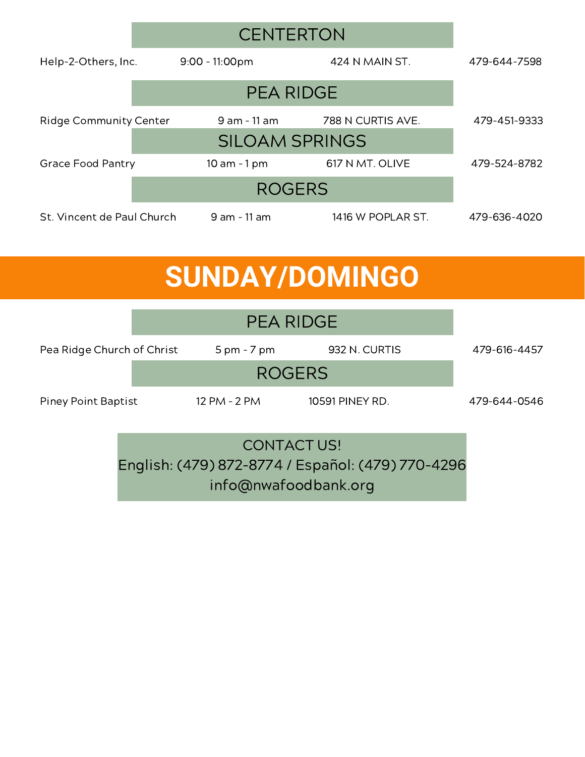### CENTERTON

| | | | |
|---|---|---|---|
| Help-2-Others, Inc. | 9:00 - 11:00pm | 424 N MAIN ST. | 479-644-7598 |

### PEA RIDGE

| | | | |
|---|---|---|---|
| Ridge Community Center | 9 am - 11 am | 788 N CURTIS AVE. | 479-451-9333 |

### SILOAM SPRINGS

| | | | |
|---|---|---|---|
| Grace Food Pantry | 10 am - 1 pm | 617 N MT. OLIVE | 479-524-8782 |

### ROGERS

| | | | |
|---|---|---|---|
| St. Vincent de Paul Church | 9 am - 11 am | 1416 W POPLAR ST. | 479-636-4020 |

## SUNDAY/DOMINGO

### PEA RIDGE

| | | | |
|---|---|---|---|
| Pea Ridge Church of Christ | 5 pm - 7 pm | 932 N. CURTIS | 479-616-4457 |

### ROGERS

| | | | |
|---|---|---|---|
| Piney Point Baptist | 12 PM - 2 PM | 10591 PINEY RD. | 479-644-0546 |

CONTACT US!

English: (479) 872-8774 / Español: (479) 770-4296

info@nwafoodbank.org